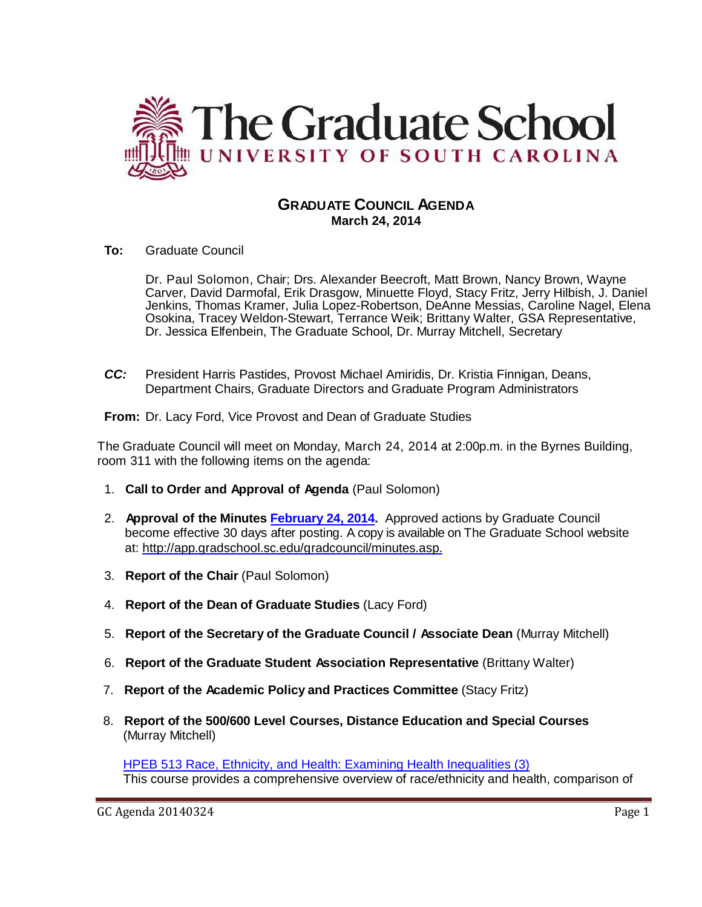# The Graduate School
## UNIVERSITY OF SOUTH CAROLINA

**GRADUATE COUNCIL AGENDA**
**March 24, 2014**

**To:** Graduate Council

Dr. Paul Solomon, Chair; Drs. Alexander Beecroft, Matt Brown, Nancy Brown, Wayne Carver, David Darmofal, Erik Drasgow, Minuette Floyd, Stacy Fritz, Jerry Hilbish, J. Daniel Jenkins, Thomas Kramer, Julia Lopez-Robertson, DeAnne Messias, Caroline Nagel, Elena Osokina, Tracey Weldon-Stewart, Terrance Weik; Brittany Walter, GSA Representative, Dr. Jessica Elfenbein, The Graduate School, Dr. Murray Mitchell, Secretary

***CC:*** President Harris Pastides, Provost Michael Amiridis, Dr. Kristia Finnigan, Deans, Department Chairs, Graduate Directors and Graduate Program Administrators

**From:** Dr. Lacy Ford, Vice Provost and Dean of Graduate Studies

The Graduate Council will meet on Monday, March 24, 2014 at 2:00p.m. in the Byrnes Building, room 311 with the following items on the agenda:

1. **Call to Order and Approval of Agenda** (Paul Solomon)
2. **Approval of the Minutes [February 24, 2014](#).** Approved actions by Graduate Council become effective 30 days after posting. A copy is available on The Graduate School website at: http://app.gradschool.sc.edu/gradcouncil/minutes.asp.
3. **Report of the Chair** (Paul Solomon)
4. **Report of the Dean of Graduate Studies** (Lacy Ford)
5. **Report of the Secretary of the Graduate Council / Associate Dean** (Murray Mitchell)
6. **Report of the Graduate Student Association Representative** (Brittany Walter)
7. **Report of the Academic Policy and Practices Committee** (Stacy Fritz)
8. **Report of the 500/600 Level Courses, Distance Education and Special Courses** (Murray Mitchell)

   [HPEB 513 Race, Ethnicity, and Health: Examining Health Inequalities (3)](#)
   This course provides a comprehensive overview of race/ethnicity and health, comparison of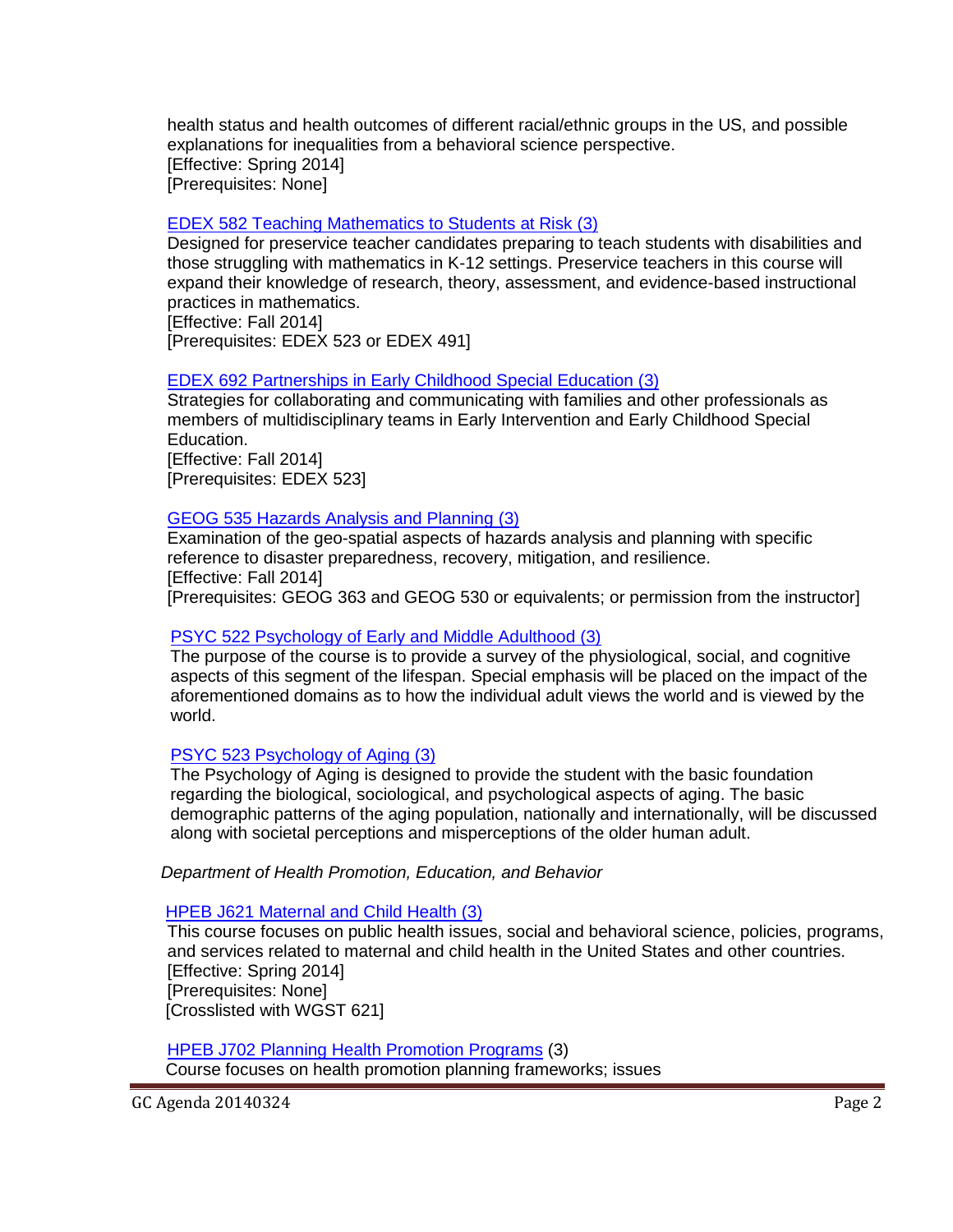health status and health outcomes of different racial/ethnic groups in the US, and possible explanations for inequalities from a behavioral science perspective.
[Effective: Spring 2014]
[Prerequisites: None]

EDEX 582 Teaching Mathematics to Students at Risk (3)
Designed for preservice teacher candidates preparing to teach students with disabilities and those struggling with mathematics in K-12 settings. Preservice teachers in this course will expand their knowledge of research, theory, assessment, and evidence-based instructional practices in mathematics.
[Effective: Fall 2014]
[Prerequisites: EDEX 523 or EDEX 491]

EDEX 692 Partnerships in Early Childhood Special Education (3)
Strategies for collaborating and communicating with families and other professionals as members of multidisciplinary teams in Early Intervention and Early Childhood Special Education.
[Effective: Fall 2014]
[Prerequisites: EDEX 523]

GEOG 535 Hazards Analysis and Planning (3)
Examination of the geo-spatial aspects of hazards analysis and planning with specific reference to disaster preparedness, recovery, mitigation, and resilience.
[Effective: Fall 2014]
[Prerequisites: GEOG 363 and GEOG 530 or equivalents; or permission from the instructor]

PSYC 522 Psychology of Early and Middle Adulthood (3)
The purpose of the course is to provide a survey of the physiological, social, and cognitive aspects of this segment of the lifespan. Special emphasis will be placed on the impact of the aforementioned domains as to how the individual adult views the world and is viewed by the world.

PSYC 523 Psychology of Aging (3)
The Psychology of Aging is designed to provide the student with the basic foundation regarding the biological, sociological, and psychological aspects of aging. The basic demographic patterns of the aging population, nationally and internationally, will be discussed along with societal perceptions and misperceptions of the older human adult.

*Department of Health Promotion, Education, and Behavior*

HPEB J621 Maternal and Child Health (3)
This course focuses on public health issues, social and behavioral science, policies, programs, and services related to maternal and child health in the United States and other countries.
[Effective: Spring 2014]
[Prerequisites: None]
[Crosslisted with WGST 621]

HPEB J702 Planning Health Promotion Programs (3)
Course focuses on health promotion planning frameworks; issues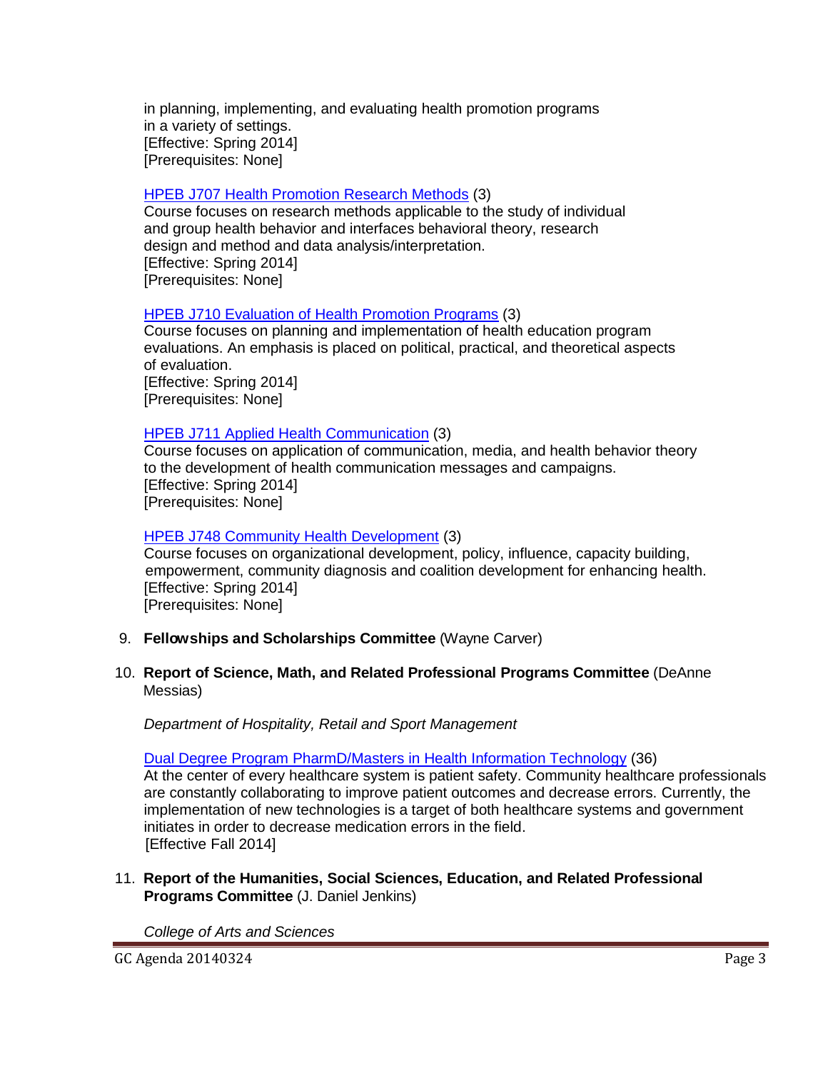in planning, implementing, and evaluating health promotion programs in a variety of settings.
[Effective: Spring 2014]
[Prerequisites: None]

HPEB J707 Health Promotion Research Methods (3)
Course focuses on research methods applicable to the study of individual and group health behavior and interfaces behavioral theory, research design and method and data analysis/interpretation.
[Effective: Spring 2014]
[Prerequisites: None]

HPEB J710 Evaluation of Health Promotion Programs (3)
Course focuses on planning and implementation of health education program evaluations. An emphasis is placed on political, practical, and theoretical aspects of evaluation.
[Effective: Spring 2014]
[Prerequisites: None]

HPEB J711 Applied Health Communication (3)
Course focuses on application of communication, media, and health behavior theory to the development of health communication messages and campaigns.
[Effective: Spring 2014]
[Prerequisites: None]

HPEB J748 Community Health Development (3)
Course focuses on organizational development, policy, influence, capacity building, empowerment, community diagnosis and coalition development for enhancing health.
[Effective: Spring 2014]
[Prerequisites: None]

9. **Fellowships and Scholarships Committee** (Wayne Carver)

10. **Report of Science, Math, and Related Professional Programs Committee** (DeAnne Messias)

    *Department of Hospitality, Retail and Sport Management*

    Dual Degree Program PharmD/Masters in Health Information Technology (36)
    At the center of every healthcare system is patient safety. Community healthcare professionals are constantly collaborating to improve patient outcomes and decrease errors. Currently, the implementation of new technologies is a target of both healthcare systems and government initiates in order to decrease medication errors in the field.
    [Effective Fall 2014]

11. **Report of the Humanities, Social Sciences, Education, and Related Professional Programs Committee** (J. Daniel Jenkins)

    *College of Arts and Sciences*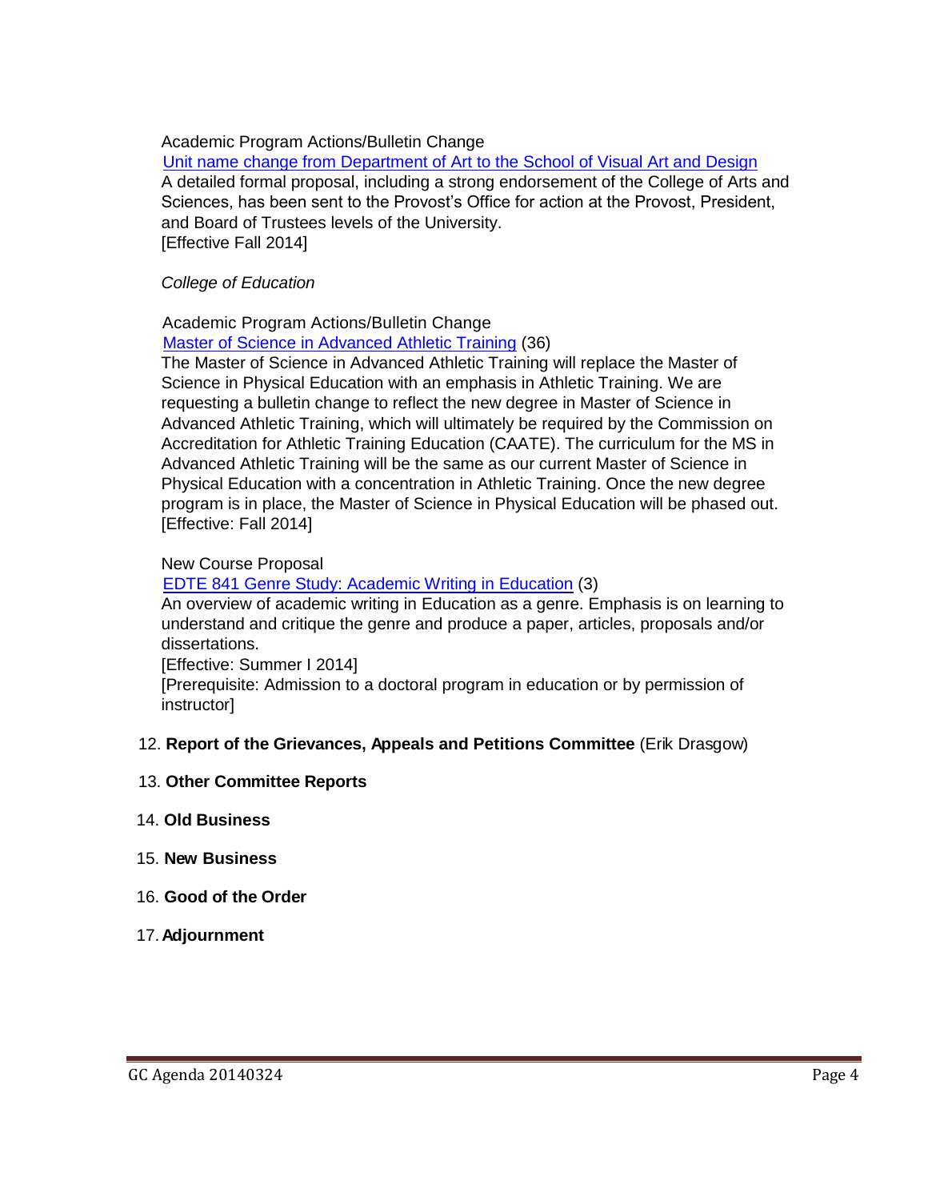Academic Program Actions/Bulletin Change

Unit name change from Department of Art to the School of Visual Art and Design

A detailed formal proposal, including a strong endorsement of the College of Arts and Sciences, has been sent to the Provost's Office for action at the Provost, President, and Board of Trustees levels of the University.

[Effective Fall 2014]

*College of Education*

Academic Program Actions/Bulletin Change

Master of Science in Advanced Athletic Training (36)

The Master of Science in Advanced Athletic Training will replace the Master of Science in Physical Education with an emphasis in Athletic Training. We are requesting a bulletin change to reflect the new degree in Master of Science in Advanced Athletic Training, which will ultimately be required by the Commission on Accreditation for Athletic Training Education (CAATE). The curriculum for the MS in Advanced Athletic Training will be the same as our current Master of Science in Physical Education with a concentration in Athletic Training. Once the new degree program is in place, the Master of Science in Physical Education will be phased out.

[Effective: Fall 2014]

New Course Proposal

EDTE 841 Genre Study: Academic Writing in Education (3)

An overview of academic writing in Education as a genre. Emphasis is on learning to understand and critique the genre and produce a paper, articles, proposals and/or dissertations.

[Effective: Summer I 2014]

[Prerequisite: Admission to a doctoral program in education or by permission of instructor]

12. **Report of the Grievances, Appeals and Petitions Committee** (Erik Drasgow)
13. **Other Committee Reports**
14. **Old Business**
15. **New Business**
16. **Good of the Order**
17. **Adjournment**